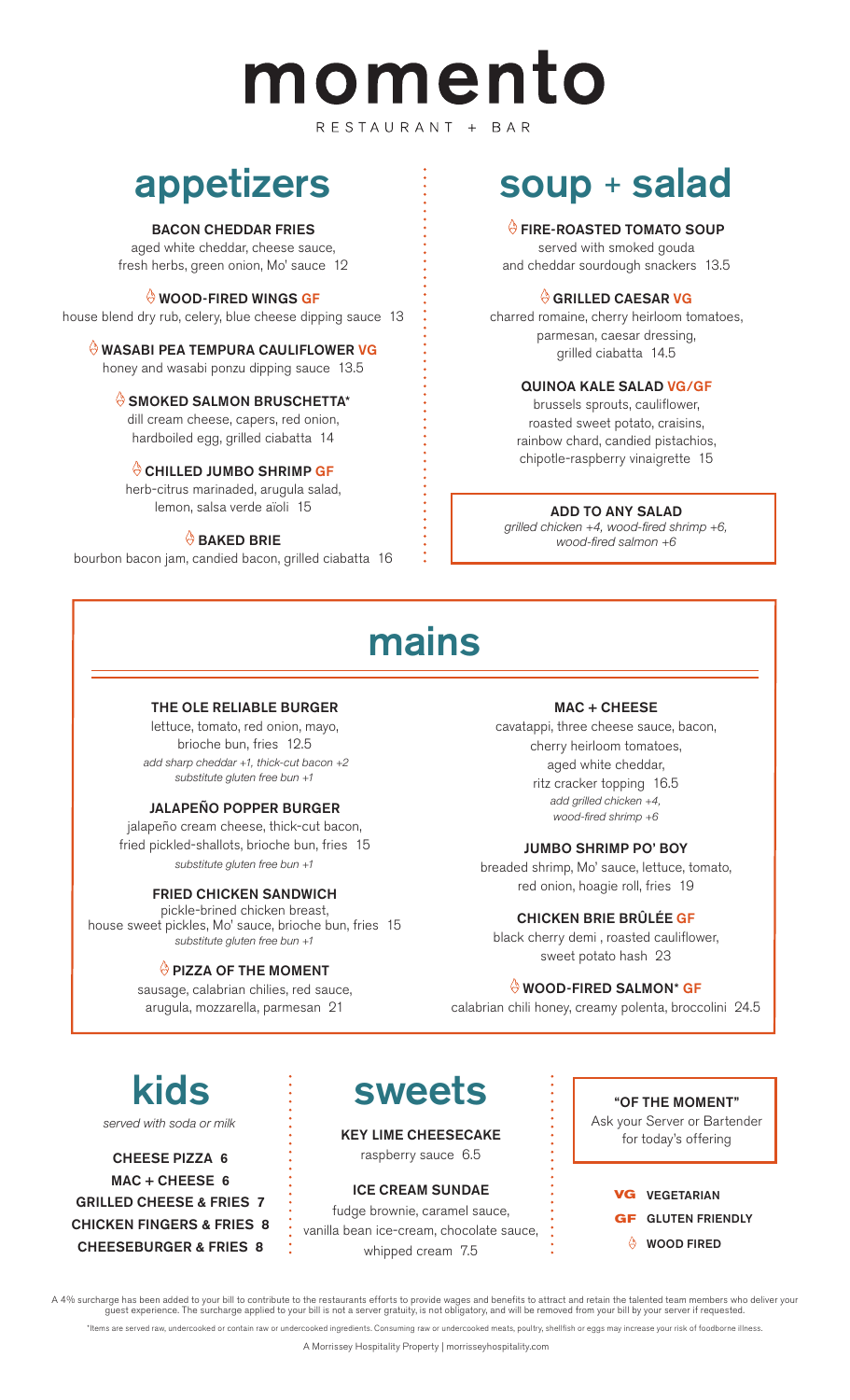# momento

RESTAURANT + BAR

## appetizers

**BACON CHEDDAR FRIES**
aged white cheddar, cheese sauce, fresh herbs, green onion, Mo' sauce 12

🔥 **WOOD-FIRED WINGS GF**
house blend dry rub, celery, blue cheese dipping sauce 13

🔥 **WASABI PEA TEMPURA CAULIFLOWER VG**
honey and wasabi ponzu dipping sauce 13.5

🔥 **SMOKED SALMON BRUSCHETTA***
dill cream cheese, capers, red onion, hardboiled egg, grilled ciabatta 14

🔥 **CHILLED JUMBO SHRIMP GF**
herb-citrus marinaded, arugula salad, lemon, salsa verde aïoli 15

🔥 **BAKED BRIE**
bourbon bacon jam, candied bacon, grilled ciabatta 16

## soup + salad

🔥 **FIRE-ROASTED TOMATO SOUP**
served with smoked gouda and cheddar sourdough snackers 13.5

🔥 **GRILLED CAESAR VG**
charred romaine, cherry heirloom tomatoes, parmesan, caesar dressing, grilled ciabatta 14.5

**QUINOA KALE SALAD VG/GF**
brussels sprouts, cauliflower, roasted sweet potato, craisins, rainbow chard, candied pistachios, chipotle-raspberry vinaigrette 15

**ADD TO ANY SALAD**
*grilled chicken +4, wood-fired shrimp +6, wood-fired salmon +6*

## mains

**THE OLE RELIABLE BURGER**
lettuce, tomato, red onion, mayo, brioche bun, fries 12.5
*add sharp cheddar +1, thick-cut bacon +2*
*substitute gluten free bun +1*

**JALAPEÑO POPPER BURGER**
jalapeño cream cheese, thick-cut bacon, fried pickled-shallots, brioche bun, fries 15
*substitute gluten free bun +1*

**FRIED CHICKEN SANDWICH**
pickle-brined chicken breast, house sweet pickles, Mo' sauce, brioche bun, fries 15
*substitute gluten free bun +1*

🔥 **PIZZA OF THE MOMENT**
sausage, calabrian chilies, red sauce, arugula, mozzarella, parmesan 21

**MAC + CHEESE**
cavatappi, three cheese sauce, bacon, cherry heirloom tomatoes, aged white cheddar, ritz cracker topping 16.5
*add grilled chicken +4, wood-fired shrimp +6*

**JUMBO SHRIMP PO' BOY**
breaded shrimp, Mo' sauce, lettuce, tomato, red onion, hoagie roll, fries 19

**CHICKEN BRIE BRÛLÉE GF**
black cherry demi , roasted cauliflower, sweet potato hash 23

🔥 **WOOD-FIRED SALMON* GF**
calabrian chili honey, creamy polenta, broccolini 24.5

## kids

*served with soda or milk*

**CHEESE PIZZA 6**
**MAC + CHEESE 6**
**GRILLED CHEESE & FRIES 7**
**CHICKEN FINGERS & FRIES 8**
**CHEESEBURGER & FRIES 8**

## sweets

**KEY LIME CHEESECAKE**
raspberry sauce 6.5

**ICE CREAM SUNDAE**
fudge brownie, caramel sauce, vanilla bean ice-cream, chocolate sauce, whipped cream 7.5

**"OF THE MOMENT"**
Ask your Server or Bartender for today's offering

**VG** VEGETARIAN
**GF** GLUTEN FRIENDLY
🔥 WOOD FIRED

A 4% surcharge has been added to your bill to contribute to the restaurants efforts to provide wages and benefits to attract and retain the talented team members who deliver your guest experience. The surcharge applied to your bill is not a server gratuity, is not obligatory, and will be removed from your bill by your server if requested.

*Items are served raw, undercooked or contain raw or undercooked ingredients. Consuming raw or undercooked meats, poultry, shellfish or eggs may increase your risk of foodborne illness.

A Morrissey Hospitality Property | morrisseyhospitality.com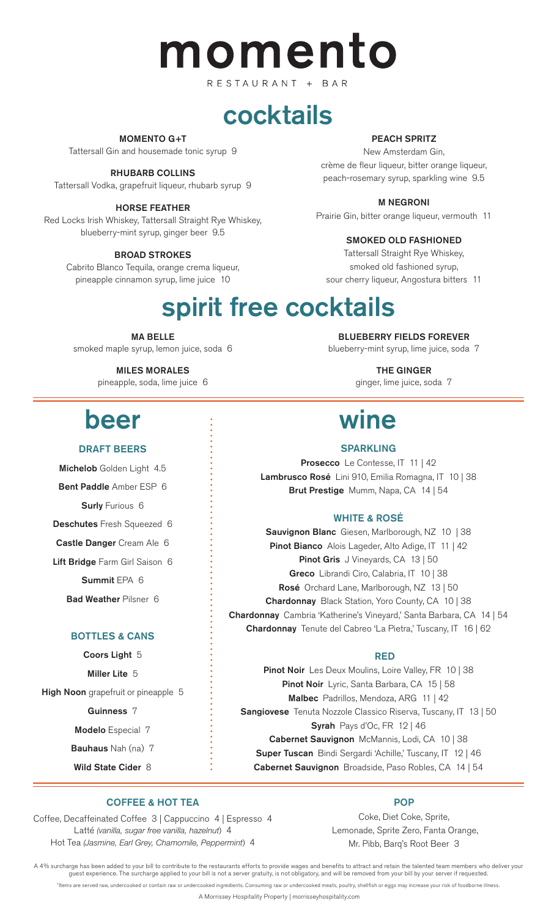# momento

RESTAURANT + BAR

## cocktails

**MOMENTO G+T**
Tattersall Gin and housemade tonic syrup 9

**RHUBARB COLLINS**
Tattersall Vodka, grapefruit liqueur, rhubarb syrup 9

**HORSE FEATHER**
Red Locks Irish Whiskey, Tattersall Straight Rye Whiskey, blueberry-mint syrup, ginger beer 9.5

**BROAD STROKES**
Cabrito Blanco Tequila, orange crema liqueur, pineapple cinnamon syrup, lime juice 10

**PEACH SPRITZ**
New Amsterdam Gin, crème de fleur liqueur, bitter orange liqueur, peach-rosemary syrup, sparkling wine 9.5

**M NEGRONI**
Prairie Gin, bitter orange liqueur, vermouth 11

**SMOKED OLD FASHIONED**
Tattersall Straight Rye Whiskey, smoked old fashioned syrup, sour cherry liqueur, Angostura bitters 11

## spirit free cocktails

**MA BELLE**
smoked maple syrup, lemon juice, soda 6

**MILES MORALES**
pineapple, soda, lime juice 6

**BLUEBERRY FIELDS FOREVER**
blueberry-mint syrup, lime juice, soda 7

**THE GINGER**
ginger, lime juice, soda 7

## beer

### DRAFT BEERS

**Michelob** Golden Light 4.5
**Bent Paddle** Amber ESP 6
**Surly** Furious 6
**Deschutes** Fresh Squeezed 6
**Castle Danger** Cream Ale 6
**Lift Bridge** Farm Girl Saison 6
**Summit** EPA 6
**Bad Weather** Pilsner 6

### BOTTLES & CANS

**Coors Light** 5
**Miller Lite** 5
**High Noon** grapefruit or pineapple 5
**Guinness** 7
**Modelo** Especial 7
**Bauhaus** Nah (na) 7
**Wild State Cider** 8

## wine

### SPARKLING

**Prosecco** Le Contesse, IT 11 | 42
**Lambrusco Rosé** Lini 910, Emilia Romagna, IT 10 | 38
**Brut Prestige** Mumm, Napa, CA 14 | 54

### WHITE & ROSÉ

**Sauvignon Blanc** Giesen, Marlborough, NZ 10 | 38
**Pinot Bianco** Alois Lageder, Alto Adige, IT 11 | 42
**Pinot Gris** J Vineyards, CA 13 | 50
**Greco** Librandi Ciro, Calabria, IT 10 | 38
**Rosé** Orchard Lane, Marlborough, NZ 13 | 50
**Chardonnay** Black Station, Yoro County, CA 10 | 38
**Chardonnay** Cambria 'Katherine's Vineyard,' Santa Barbara, CA 14 | 54
**Chardonnay** Tenute del Cabreo 'La Pietra,' Tuscany, IT 16 | 62

### RED

**Pinot Noir** Les Deux Moulins, Loire Valley, FR 10 | 38
**Pinot Noir** Lyric, Santa Barbara, CA 15 | 58
**Malbec** Padrillos, Mendoza, ARG 11 | 42
**Sangiovese** Tenuta Nozzole Classico Riserva, Tuscany, IT 13 | 50
**Syrah** Pays d'Oc, FR 12 | 46
**Cabernet Sauvignon** McMannis, Lodi, CA 10 | 38
**Super Tuscan** Bindi Sergardi 'Achille,' Tuscany, IT 12 | 46
**Cabernet Sauvignon** Broadside, Paso Robles, CA 14 | 54

### COFFEE & HOT TEA

Coffee, Decaffeinated Coffee 3 | Cappuccino 4 | Espresso 4
Latté *(vanilla, sugar free vanilla, hazelnut)* 4
Hot Tea *(Jasmine, Earl Grey, Chamomile, Peppermint)* 4

### POP

Coke, Diet Coke, Sprite, Lemonade, Sprite Zero, Fanta Orange, Mr. Pibb, Barq's Root Beer 3

A 4% surcharge has been added to your bill to contribute to the restaurants efforts to provide wages and benefits to attract and retain the talented team members who deliver your guest experience. The surcharge applied to your bill is not a server gratuity, is not obligatory, and will be removed from your bill by your server if requested.

*Items are served raw, undercooked or contain raw or undercooked ingredients. Consuming raw or undercooked meats, poultry, shellfish or eggs may increase your risk of foodborne illness.

A Morrissey Hospitality Property | morrisseyhospitality.com